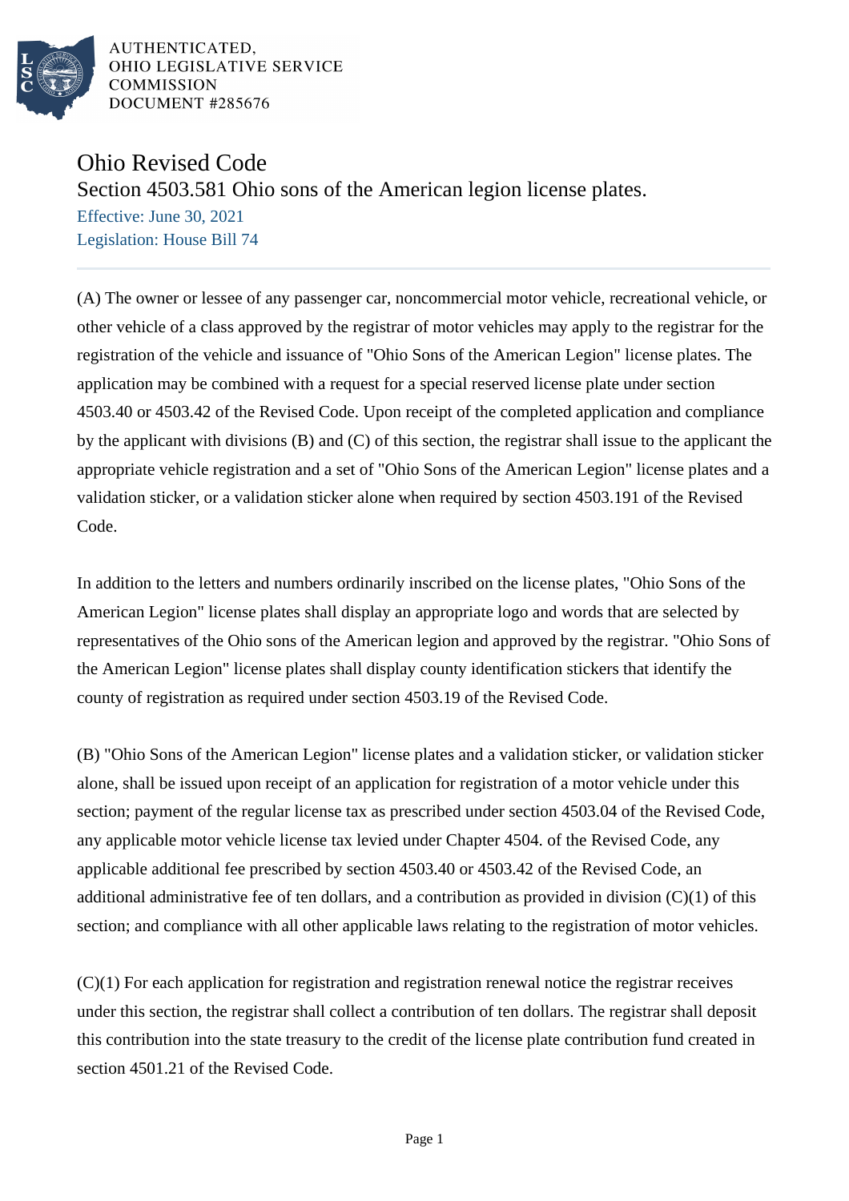AUTHENTICATED, OHIO LEGISLATIVE SERVICE COMMISSION DOCUMENT #285676

# Ohio Revised Code

## Section 4503.581 Ohio sons of the American legion license plates.

Effective: June 30, 2021
Legislation: House Bill 74

(A) The owner or lessee of any passenger car, noncommercial motor vehicle, recreational vehicle, or other vehicle of a class approved by the registrar of motor vehicles may apply to the registrar for the registration of the vehicle and issuance of "Ohio Sons of the American Legion" license plates. The application may be combined with a request for a special reserved license plate under section 4503.40 or 4503.42 of the Revised Code. Upon receipt of the completed application and compliance by the applicant with divisions (B) and (C) of this section, the registrar shall issue to the applicant the appropriate vehicle registration and a set of "Ohio Sons of the American Legion" license plates and a validation sticker, or a validation sticker alone when required by section 4503.191 of the Revised Code.

In addition to the letters and numbers ordinarily inscribed on the license plates, "Ohio Sons of the American Legion" license plates shall display an appropriate logo and words that are selected by representatives of the Ohio sons of the American legion and approved by the registrar. "Ohio Sons of the American Legion" license plates shall display county identification stickers that identify the county of registration as required under section 4503.19 of the Revised Code.

(B) "Ohio Sons of the American Legion" license plates and a validation sticker, or validation sticker alone, shall be issued upon receipt of an application for registration of a motor vehicle under this section; payment of the regular license tax as prescribed under section 4503.04 of the Revised Code, any applicable motor vehicle license tax levied under Chapter 4504. of the Revised Code, any applicable additional fee prescribed by section 4503.40 or 4503.42 of the Revised Code, an additional administrative fee of ten dollars, and a contribution as provided in division (C)(1) of this section; and compliance with all other applicable laws relating to the registration of motor vehicles.

(C)(1) For each application for registration and registration renewal notice the registrar receives under this section, the registrar shall collect a contribution of ten dollars. The registrar shall deposit this contribution into the state treasury to the credit of the license plate contribution fund created in section 4501.21 of the Revised Code.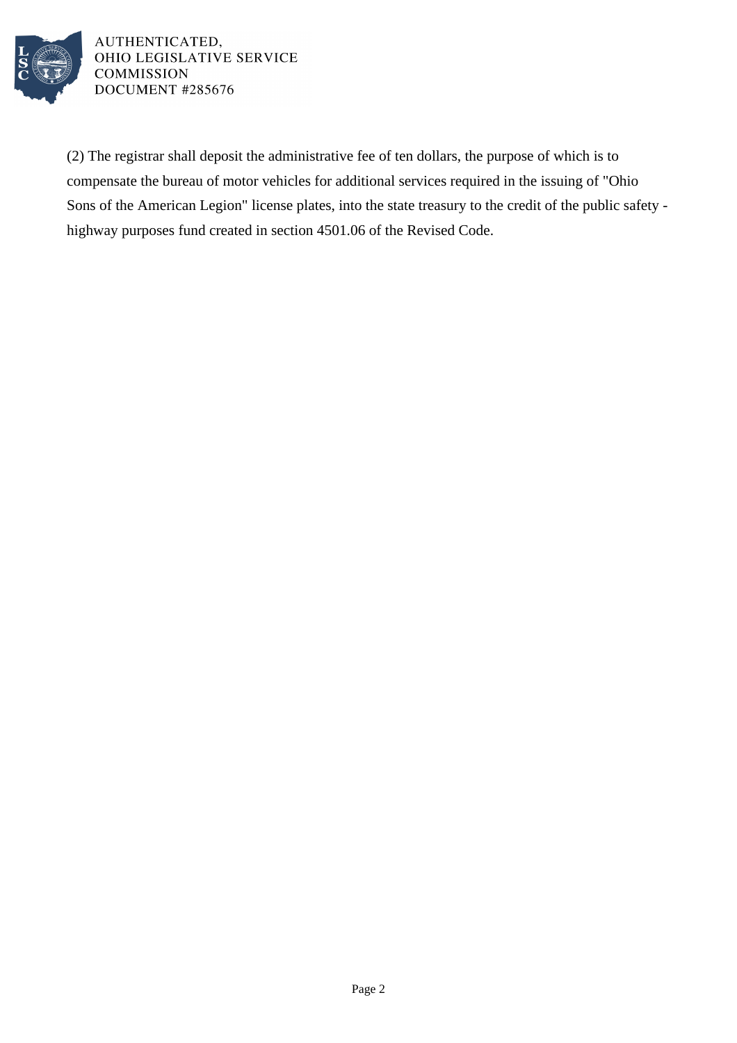(2) The registrar shall deposit the administrative fee of ten dollars, the purpose of which is to compensate the bureau of motor vehicles for additional services required in the issuing of "Ohio Sons of the American Legion" license plates, into the state treasury to the credit of the public safety - highway purposes fund created in section 4501.06 of the Revised Code.